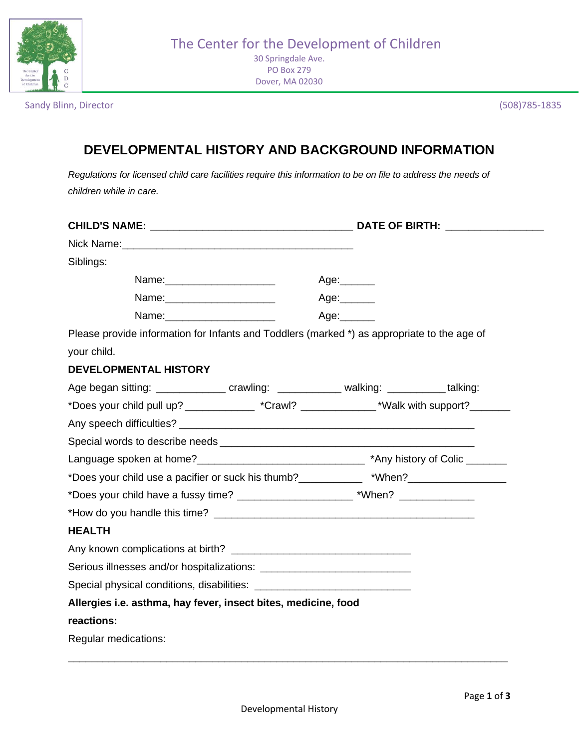The Center for the Development of Children
30 Springdale Ave.
PO Box 279
Dover, MA 02030

Sandy Blinn, Director (508)785-1835

# DEVELOPMENTAL HISTORY AND BACKGROUND INFORMATION

*Regulations for licensed child care facilities require this information to be on file to address the needs of children while in care.*

**CHILD'S NAME:** ___________________________________ **DATE OF BIRTH:** _________________

Nick Name:________________________________________

Siblings:

Name:___________________ Age:______

Name:___________________ Age:______

Name:___________________ Age:______

Please provide information for Infants and Toddlers (marked *) as appropriate to the age of your child.

**DEVELOPMENTAL HISTORY**

Age began sitting: ____________ crawling: ___________ walking: __________talking:

*Does your child pull up? ____________ *Crawl? _____________*Walk with support?_______

Any speech difficulties? _____________________________________________________

Special words to describe needs ______________________________________________

Language spoken at home?_____________________________ *Any history of Colic _______

*Does your child use a pacifier or suck his thumb?___________ *When?_________________

*Does your child have a fussy time? ____________________ *When? _____________

*How do you handle this time? _______________________________________________

**HEALTH**

Any known complications at birth? ________________________________

Serious illnesses and/or hospitalizations: __________________________

Special physical conditions, disabilities: ___________________________

**Allergies i.e. asthma, hay fever, insect bites, medicine, food reactions:**

Regular medications:

_____________________________________________________________________________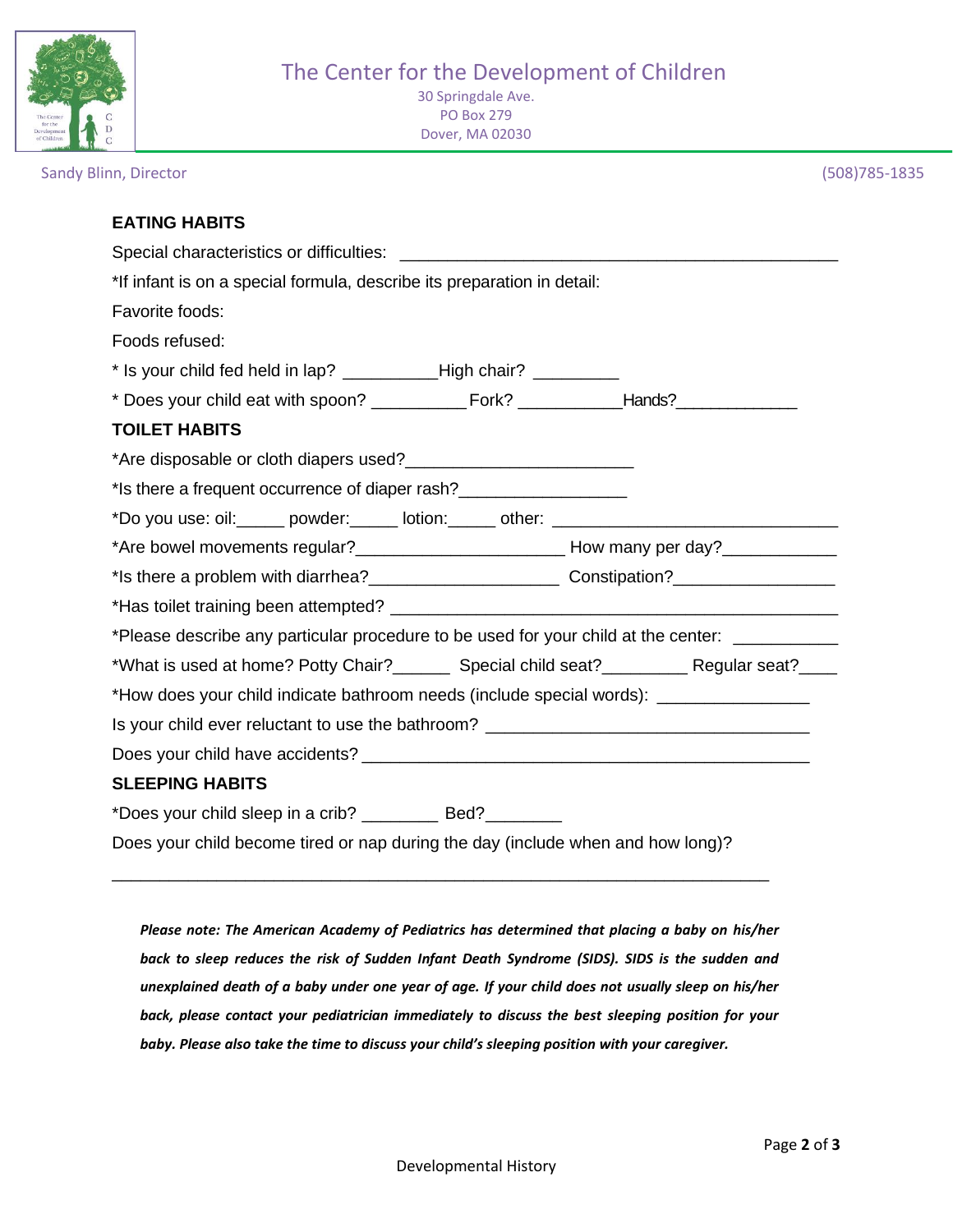# The Center for the Development of Children

30 Springdale Ave.
PO Box 279
Dover, MA 02030

Sandy Blinn, Director

(508)785-1835

## EATING HABITS

Special characteristics or difficulties: ______________________________________________

*If infant is on a special formula, describe its preparation in detail:

Favorite foods:

Foods refused:

* Is your child fed held in lap? __________High chair? _________

* Does your child eat with spoon? __________ Fork? ___________Hands?_____________

## TOILET HABITS

*Are disposable or cloth diapers used?________________________

*Is there a frequent occurrence of diaper rash?__________________

*Do you use: oil:_____ powder:_____ lotion:_____ other: _____________________________

*Are bowel movements regular?______________________ How many per day?____________

*Is there a problem with diarrhea?____________________ Constipation?_________________

*Has toilet training been attempted? _____________________________________________

*Please describe any particular procedure to be used for your child at the center: ___________

*What is used at home? Potty Chair?______ Special child seat?_________ Regular seat?____

*How does your child indicate bathroom needs (include special words): _______________

Is your child ever reluctant to use the bathroom? _________________________________

Does your child have accidents? _______________________________________________

## SLEEPING HABITS

*Does your child sleep in a crib? ________ Bed?________

Does your child become tired or nap during the day (include when and how long)?

_____________________________________________________________________

***Please note: The American Academy of Pediatrics has determined that placing a baby on his/her back to sleep reduces the risk of Sudden Infant Death Syndrome (SIDS). SIDS is the sudden and unexplained death of a baby under one year of age. If your child does not usually sleep on his/her back, please contact your pediatrician immediately to discuss the best sleeping position for your baby. Please also take the time to discuss your child's sleeping position with your caregiver.***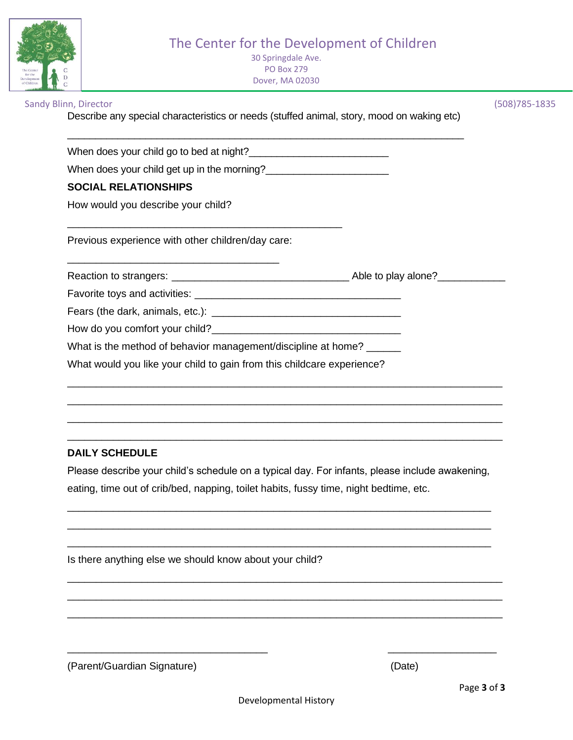Describe any special characteristics or needs (stuffed animal, story, mood on waking etc)

_______________________________________________________________________

When does your child go to bed at night?_________________________

When does your child get up in the morning?______________________

**SOCIAL RELATIONSHIPS**

How would you describe your child?

_________________________________________________

Previous experience with other children/day care:

______________________________________

Reaction to strangers: _______________________________ Able to play alone?___________

Favorite toys and activities: ____________________________________

Fears (the dark, animals, etc.): _________________________________

How do you comfort your child?__________________________________

What is the method of behavior management/discipline at home? ______

What would you like your child to gain from this childcare experience?

_____________________________________________________________________________

_____________________________________________________________________________

_____________________________________________________________________________

_____________________________________________________________________________

**DAILY SCHEDULE**

Please describe your child's schedule on a typical day. For infants, please include awakening, eating, time out of crib/bed, napping, toilet habits, fussy time, night bedtime, etc.

___________________________________________________________________________

___________________________________________________________________________

___________________________________________________________________________

Is there anything else we should know about your child?

_____________________________________________________________________________

_____________________________________________________________________________

_____________________________________________________________________________

____________________________________ ___________________

(Parent/Guardian Signature) (Date)

Developmental History